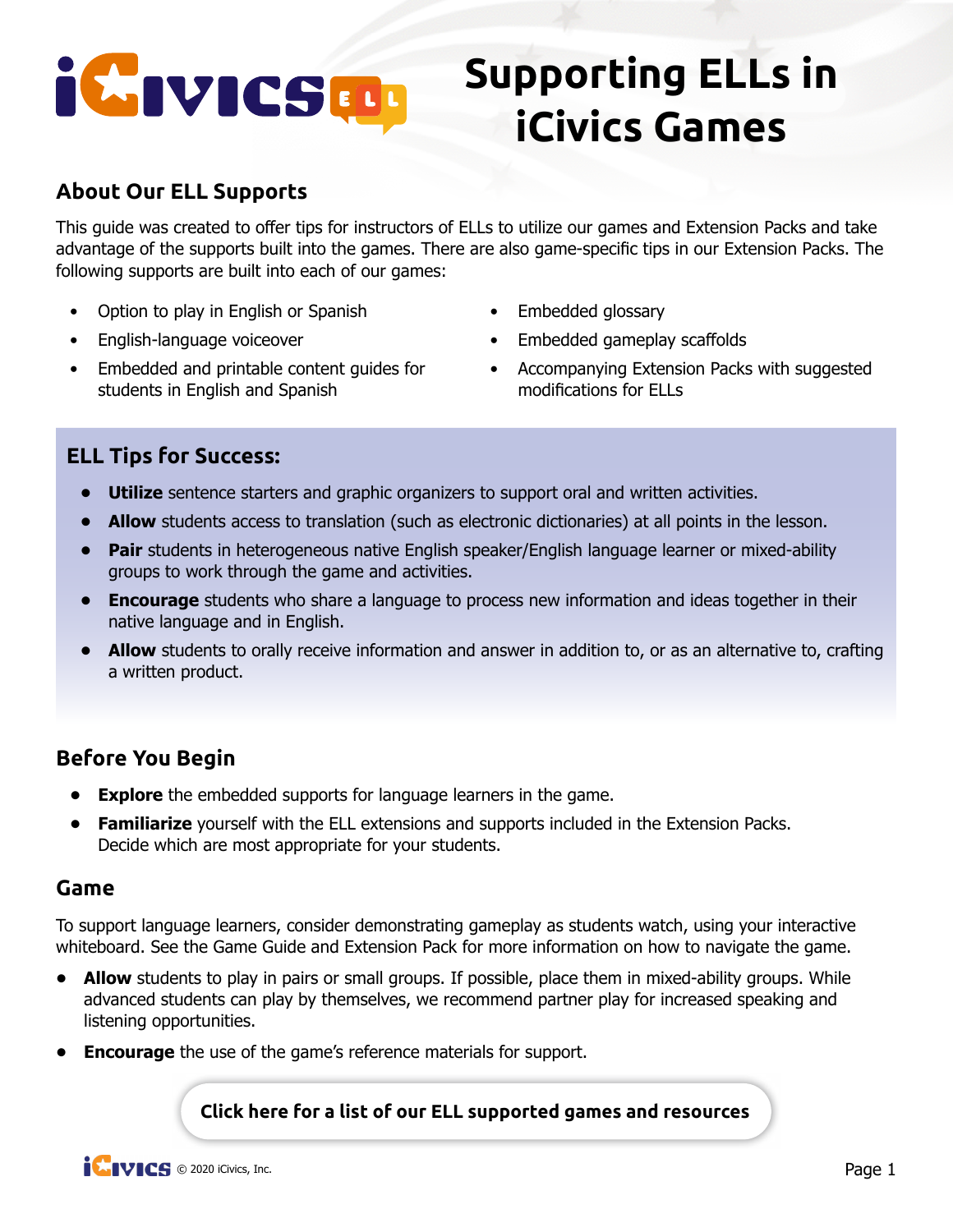# Supporting ELLs in iCivics Games

## About Our ELL Supports

This guide was created to offer tips for instructors of ELLs to utilize our games and Extension Packs and take advantage of the supports built into the games. There are also game-specific tips in our Extension Packs. The following supports are built into each of our games:

- Option to play in English or Spanish
- English-language voiceover
- Embedded and printable content guides for students in English and Spanish
- Embedded glossary
- Embedded gameplay scaffolds
- Accompanying Extension Packs with suggested modifications for ELLs

## ELL Tips for Success:

- **Utilize** sentence starters and graphic organizers to support oral and written activities.
- **Allow** students access to translation (such as electronic dictionaries) at all points in the lesson.
- **Pair** students in heterogeneous native English speaker/English language learner or mixed-ability groups to work through the game and activities.
- **Encourage** students who share a language to process new information and ideas together in their native language and in English.
- **Allow** students to orally receive information and answer in addition to, or as an alternative to, crafting a written product.

## Before You Begin

- **Explore** the embedded supports for language learners in the game.
- **Familiarize** yourself with the ELL extensions and supports included in the Extension Packs. Decide which are most appropriate for your students.

## Game

To support language learners, consider demonstrating gameplay as students watch, using your interactive whiteboard. See the Game Guide and Extension Pack for more information on how to navigate the game.

- **Allow** students to play in pairs or small groups. If possible, place them in mixed-ability groups. While advanced students can play by themselves, we recommend partner play for increased speaking and listening opportunities.
- **Encourage** the use of the game's reference materials for support.

**Click here for a list of our ELL supported games and resources**

© 2020 iCivics, Inc.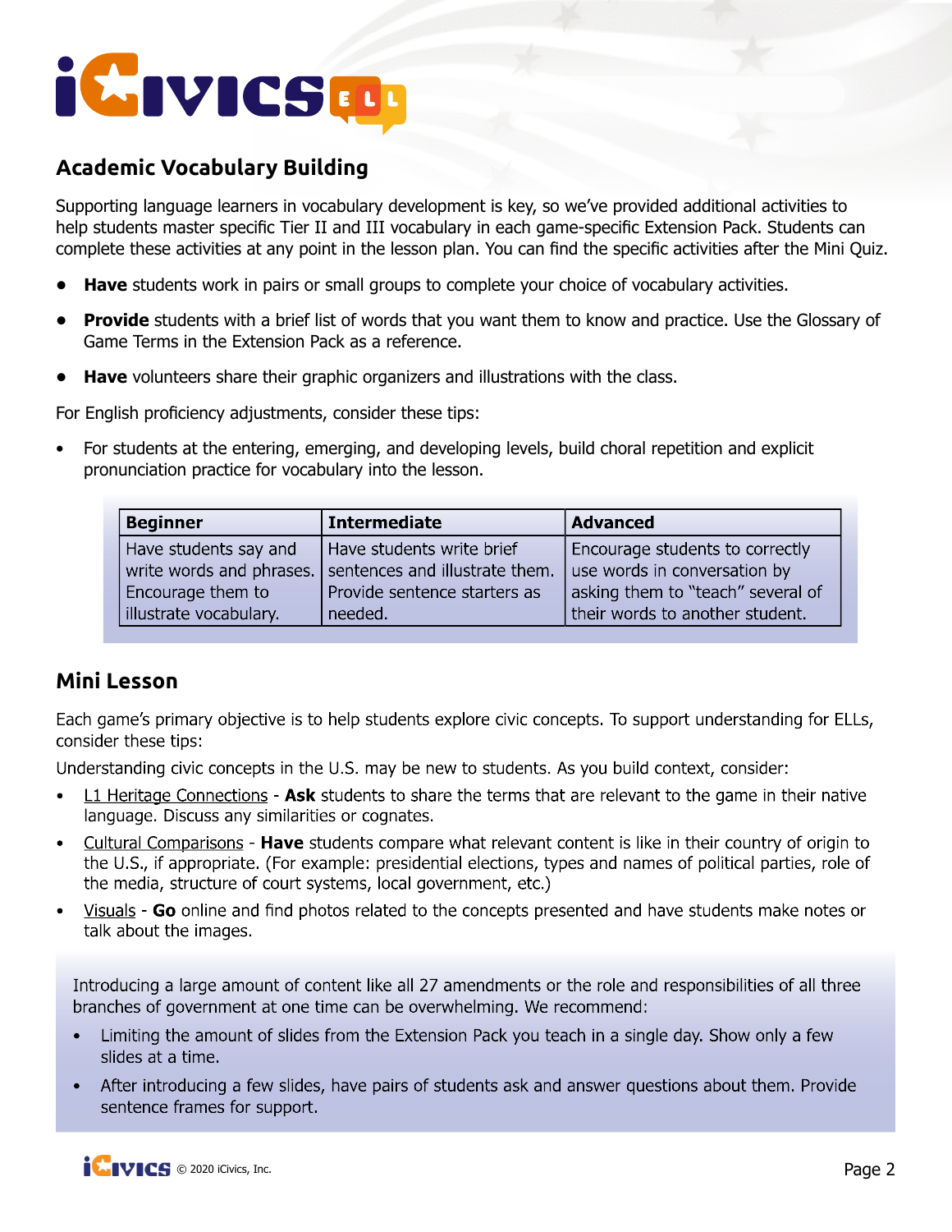## Academic Vocabulary Building

Supporting language learners in vocabulary development is key, so we've provided additional activities to help students master specific Tier II and III vocabulary in each game-specific Extension Pack. Students can complete these activities at any point in the lesson plan. You can find the specific activities after the Mini Quiz.

- **Have** students work in pairs or small groups to complete your choice of vocabulary activities.
- **Provide** students with a brief list of words that you want them to know and practice. Use the Glossary of Game Terms in the Extension Pack as a reference.
- **Have** volunteers share their graphic organizers and illustrations with the class.

For English proficiency adjustments, consider these tips:

- For students at the entering, emerging, and developing levels, build choral repetition and explicit pronunciation practice for vocabulary into the lesson.

| Beginner | Intermediate | Advanced |
|---|---|---|
| Have students say and write words and phrases. Encourage them to illustrate vocabulary. | Have students write brief sentences and illustrate them. Provide sentence starters as needed. | Encourage students to correctly use words in conversation by asking them to "teach" several of their words to another student. |

## Mini Lesson

Each game's primary objective is to help students explore civic concepts. To support understanding for ELLs, consider these tips:

Understanding civic concepts in the U.S. may be new to students. As you build context, consider:

- L1 Heritage Connections - **Ask** students to share the terms that are relevant to the game in their native language. Discuss any similarities or cognates.
- Cultural Comparisons - **Have** students compare what relevant content is like in their country of origin to the U.S., if appropriate. (For example: presidential elections, types and names of political parties, role of the media, structure of court systems, local government, etc.)
- Visuals - **Go** online and find photos related to the concepts presented and have students make notes or talk about the images.

Introducing a large amount of content like all 27 amendments or the role and responsibilities of all three branches of government at one time can be overwhelming. We recommend:

- Limiting the amount of slides from the Extension Pack you teach in a single day. Show only a few slides at a time.
- After introducing a few slides, have pairs of students ask and answer questions about them. Provide sentence frames for support.